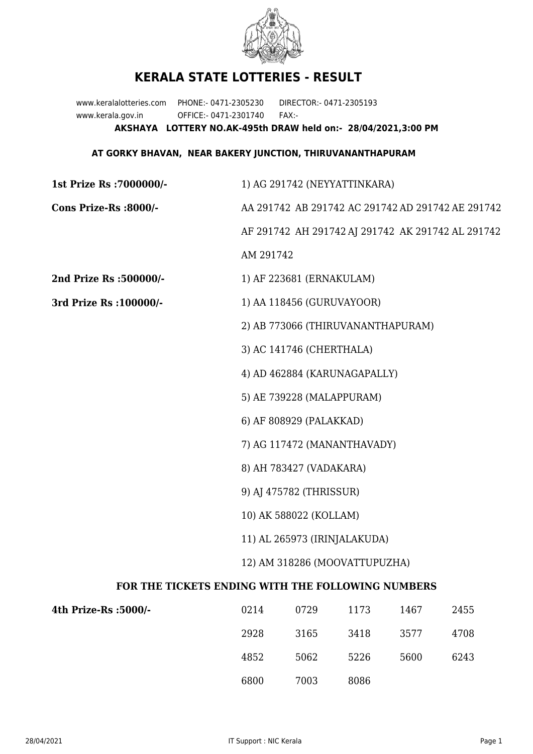# KERALA STATE LOTTERIES - RESULT

www.keralalotteries.com PHONE:- 0471-2305230 DIRECTOR:- 0471-2305193
www.kerala.gov.in OFFICE:- 0471-2301740 FAX:-

**AKSHAYA LOTTERY NO.AK-495th DRAW held on:- 28/04/2021,3:00 PM**

**AT GORKY BHAVAN, NEAR BAKERY JUNCTION, THIRUVANANTHAPURAM**

**1st Prize Rs :7000000/-** 1) AG 291742 (NEYYATTINKARA)

**Cons Prize-Rs :8000/-** AA 291742 AB 291742 AC 291742 AD 291742 AE 291742 AF 291742 AH 291742 AJ 291742 AK 291742 AL 291742 AM 291742

**2nd Prize Rs :500000/-** 1) AF 223681 (ERNAKULAM)

**3rd Prize Rs :100000/-**

1) AA 118456 (GURUVAYOOR)
2) AB 773066 (THIRUVANANTHAPURAM)
3) AC 141746 (CHERTHALA)
4) AD 462884 (KARUNAGAPALLY)
5) AE 739228 (MALAPPURAM)
6) AF 808929 (PALAKKAD)
7) AG 117472 (MANANTHAVADY)
8) AH 783427 (VADAKARA)
9) AJ 475782 (THRISSUR)
10) AK 588022 (KOLLAM)
11) AL 265973 (IRINJALAKUDA)
12) AM 318286 (MOOVATTUPUZHA)

## FOR THE TICKETS ENDING WITH THE FOLLOWING NUMBERS

**4th Prize-Rs :5000/-**

| | | | | |
|---|---|---|---|---|
| 0214 | 0729 | 1173 | 1467 | 2455 |
| 2928 | 3165 | 3418 | 3577 | 4708 |
| 4852 | 5062 | 5226 | 5600 | 6243 |
| 6800 | 7003 | 8086 | | |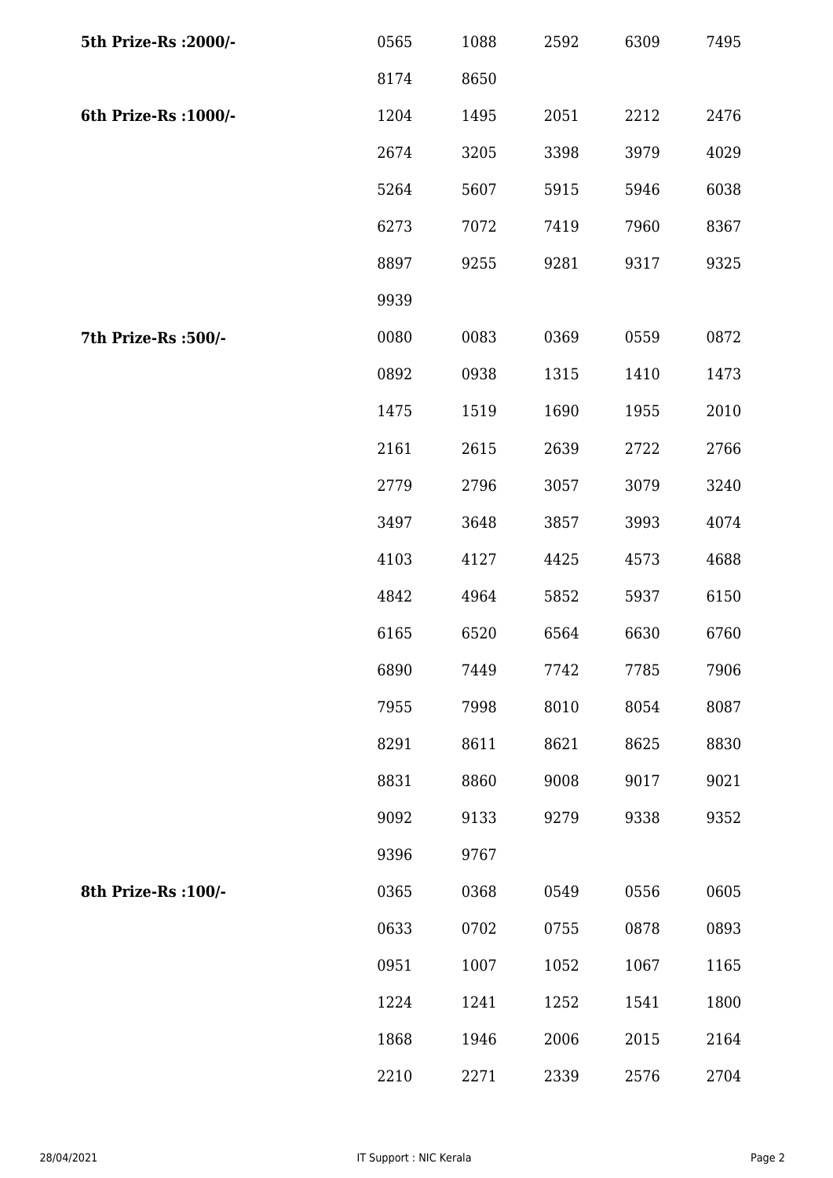| | | | | | |
|---|---|---|---|---|---|
| **5th Prize-Rs :2000/-** | 0565 | 1088 | 2592 | 6309 | 7495 |
| | 8174 | 8650 | | | |
| **6th Prize-Rs :1000/-** | 1204 | 1495 | 2051 | 2212 | 2476 |
| | 2674 | 3205 | 3398 | 3979 | 4029 |
| | 5264 | 5607 | 5915 | 5946 | 6038 |
| | 6273 | 7072 | 7419 | 7960 | 8367 |
| | 8897 | 9255 | 9281 | 9317 | 9325 |
| | 9939 | | | | |
| **7th Prize-Rs :500/-** | 0080 | 0083 | 0369 | 0559 | 0872 |
| | 0892 | 0938 | 1315 | 1410 | 1473 |
| | 1475 | 1519 | 1690 | 1955 | 2010 |
| | 2161 | 2615 | 2639 | 2722 | 2766 |
| | 2779 | 2796 | 3057 | 3079 | 3240 |
| | 3497 | 3648 | 3857 | 3993 | 4074 |
| | 4103 | 4127 | 4425 | 4573 | 4688 |
| | 4842 | 4964 | 5852 | 5937 | 6150 |
| | 6165 | 6520 | 6564 | 6630 | 6760 |
| | 6890 | 7449 | 7742 | 7785 | 7906 |
| | 7955 | 7998 | 8010 | 8054 | 8087 |
| | 8291 | 8611 | 8621 | 8625 | 8830 |
| | 8831 | 8860 | 9008 | 9017 | 9021 |
| | 9092 | 9133 | 9279 | 9338 | 9352 |
| | 9396 | 9767 | | | |
| **8th Prize-Rs :100/-** | 0365 | 0368 | 0549 | 0556 | 0605 |
| | 0633 | 0702 | 0755 | 0878 | 0893 |
| | 0951 | 1007 | 1052 | 1067 | 1165 |
| | 1224 | 1241 | 1252 | 1541 | 1800 |
| | 1868 | 1946 | 2006 | 2015 | 2164 |
| | 2210 | 2271 | 2339 | 2576 | 2704 |

28/04/2021 IT Support : NIC Kerala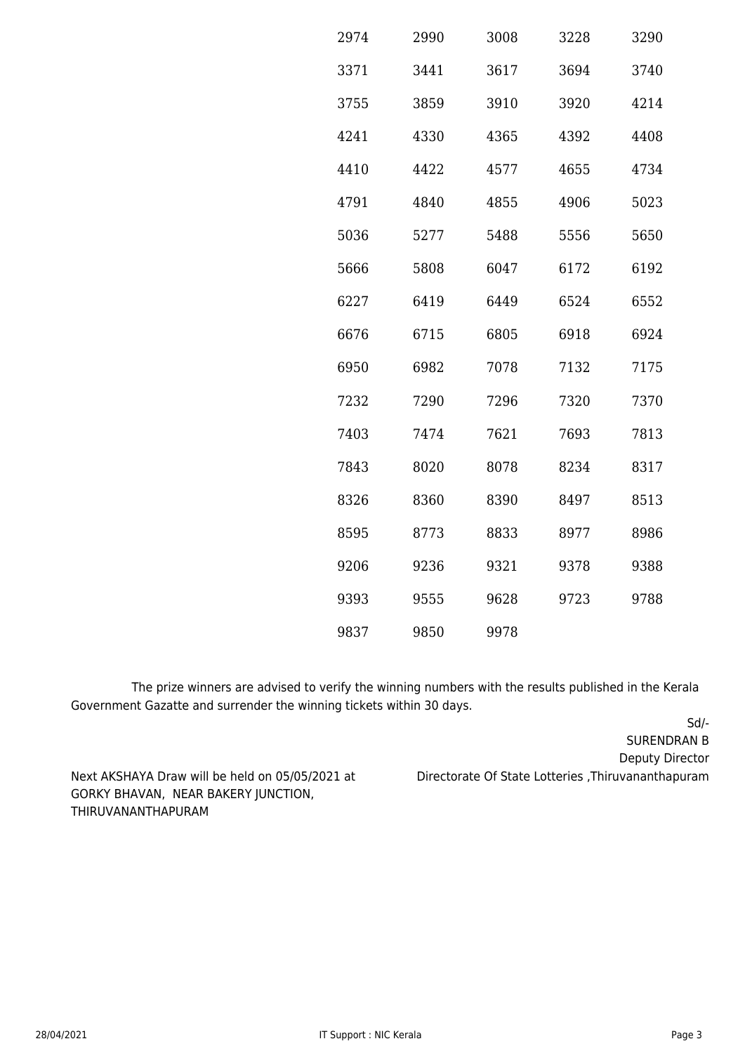| | | | | |
|---|---|---|---|---|
| 2974 | 2990 | 3008 | 3228 | 3290 |
| 3371 | 3441 | 3617 | 3694 | 3740 |
| 3755 | 3859 | 3910 | 3920 | 4214 |
| 4241 | 4330 | 4365 | 4392 | 4408 |
| 4410 | 4422 | 4577 | 4655 | 4734 |
| 4791 | 4840 | 4855 | 4906 | 5023 |
| 5036 | 5277 | 5488 | 5556 | 5650 |
| 5666 | 5808 | 6047 | 6172 | 6192 |
| 6227 | 6419 | 6449 | 6524 | 6552 |
| 6676 | 6715 | 6805 | 6918 | 6924 |
| 6950 | 6982 | 7078 | 7132 | 7175 |
| 7232 | 7290 | 7296 | 7320 | 7370 |
| 7403 | 7474 | 7621 | 7693 | 7813 |
| 7843 | 8020 | 8078 | 8234 | 8317 |
| 8326 | 8360 | 8390 | 8497 | 8513 |
| 8595 | 8773 | 8833 | 8977 | 8986 |
| 9206 | 9236 | 9321 | 9378 | 9388 |
| 9393 | 9555 | 9628 | 9723 | 9788 |
| 9837 | 9850 | 9978 | | |

The prize winners are advised to verify the winning numbers with the results published in the Kerala Government Gazatte and surrender the winning tickets within 30 days.

Sd/-
SURENDRAN B
Deputy Director
Directorate Of State Lotteries ,Thiruvananthapuram

Next AKSHAYA Draw will be held on 05/05/2021 at GORKY BHAVAN, NEAR BAKERY JUNCTION, THIRUVANANTHAPURAM